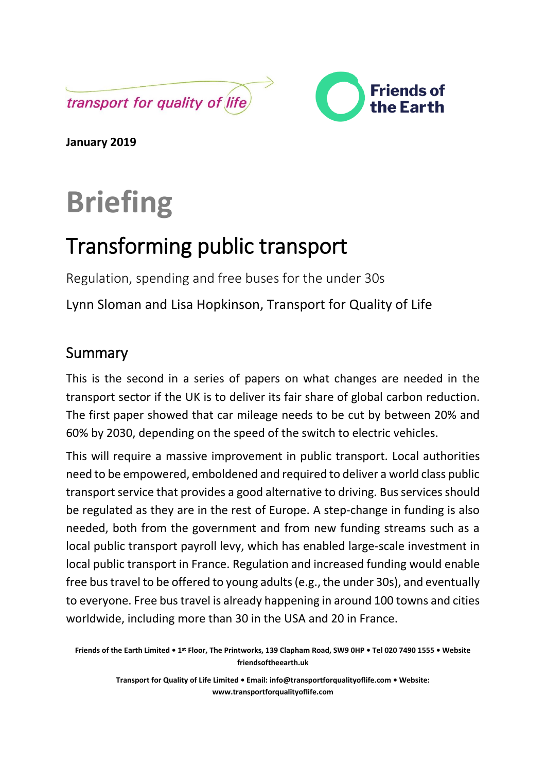transport for quality of life

Friends of the Earth

**January 2019**

# Briefing

## Transforming public transport

Regulation, spending and free buses for the under 30s

Lynn Sloman and Lisa Hopkinson, Transport for Quality of Life

### Summary

This is the second in a series of papers on what changes are needed in the transport sector if the UK is to deliver its fair share of global carbon reduction. The first paper showed that car mileage needs to be cut by between 20% and 60% by 2030, depending on the speed of the switch to electric vehicles.

This will require a massive improvement in public transport. Local authorities need to be empowered, emboldened and required to deliver a world class public transport service that provides a good alternative to driving. Bus services should be regulated as they are in the rest of Europe. A step-change in funding is also needed, both from the government and from new funding streams such as a local public transport payroll levy, which has enabled large-scale investment in local public transport in France. Regulation and increased funding would enable free bus travel to be offered to young adults (e.g., the under 30s), and eventually to everyone. Free bus travel is already happening in around 100 towns and cities worldwide, including more than 30 in the USA and 20 in France.

**Friends of the Earth Limited • 1st Floor, The Printworks, 139 Clapham Road, SW9 0HP • Tel 020 7490 1555 • Website friendsoftheearth.uk**

**Transport for Quality of Life Limited • Email: info@transportforqualityoflife.com • Website: www.transportforqualityoflife.com**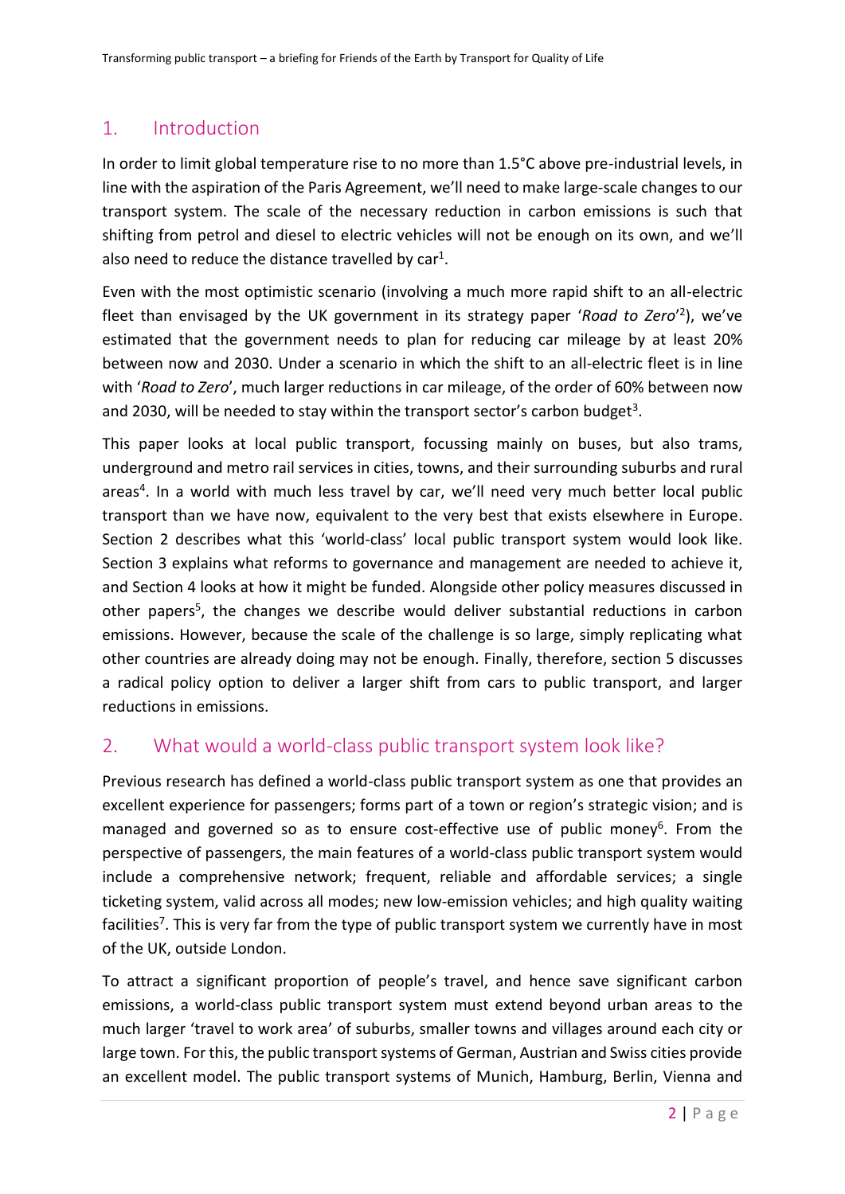## 1. Introduction

In order to limit global temperature rise to no more than 1.5°C above pre-industrial levels, in line with the aspiration of the Paris Agreement, we'll need to make large-scale changes to our transport system. The scale of the necessary reduction in carbon emissions is such that shifting from petrol and diesel to electric vehicles will not be enough on its own, and we'll also need to reduce the distance travelled by car[1].

Even with the most optimistic scenario (involving a much more rapid shift to an all-electric fleet than envisaged by the UK government in its strategy paper '*Road to Zero*'[2]), we've estimated that the government needs to plan for reducing car mileage by at least 20% between now and 2030. Under a scenario in which the shift to an all-electric fleet is in line with '*Road to Zero*', much larger reductions in car mileage, of the order of 60% between now and 2030, will be needed to stay within the transport sector's carbon budget[3].

This paper looks at local public transport, focussing mainly on buses, but also trams, underground and metro rail services in cities, towns, and their surrounding suburbs and rural areas[4]. In a world with much less travel by car, we'll need very much better local public transport than we have now, equivalent to the very best that exists elsewhere in Europe. Section 2 describes what this 'world-class' local public transport system would look like. Section 3 explains what reforms to governance and management are needed to achieve it, and Section 4 looks at how it might be funded. Alongside other policy measures discussed in other papers[5], the changes we describe would deliver substantial reductions in carbon emissions. However, because the scale of the challenge is so large, simply replicating what other countries are already doing may not be enough. Finally, therefore, section 5 discusses a radical policy option to deliver a larger shift from cars to public transport, and larger reductions in emissions.

## 2. What would a world-class public transport system look like?

Previous research has defined a world-class public transport system as one that provides an excellent experience for passengers; forms part of a town or region's strategic vision; and is managed and governed so as to ensure cost-effective use of public money[6]. From the perspective of passengers, the main features of a world-class public transport system would include a comprehensive network; frequent, reliable and affordable services; a single ticketing system, valid across all modes; new low-emission vehicles; and high quality waiting facilities[7]. This is very far from the type of public transport system we currently have in most of the UK, outside London.

To attract a significant proportion of people's travel, and hence save significant carbon emissions, a world-class public transport system must extend beyond urban areas to the much larger 'travel to work area' of suburbs, smaller towns and villages around each city or large town. For this, the public transport systems of German, Austrian and Swiss cities provide an excellent model. The public transport systems of Munich, Hamburg, Berlin, Vienna and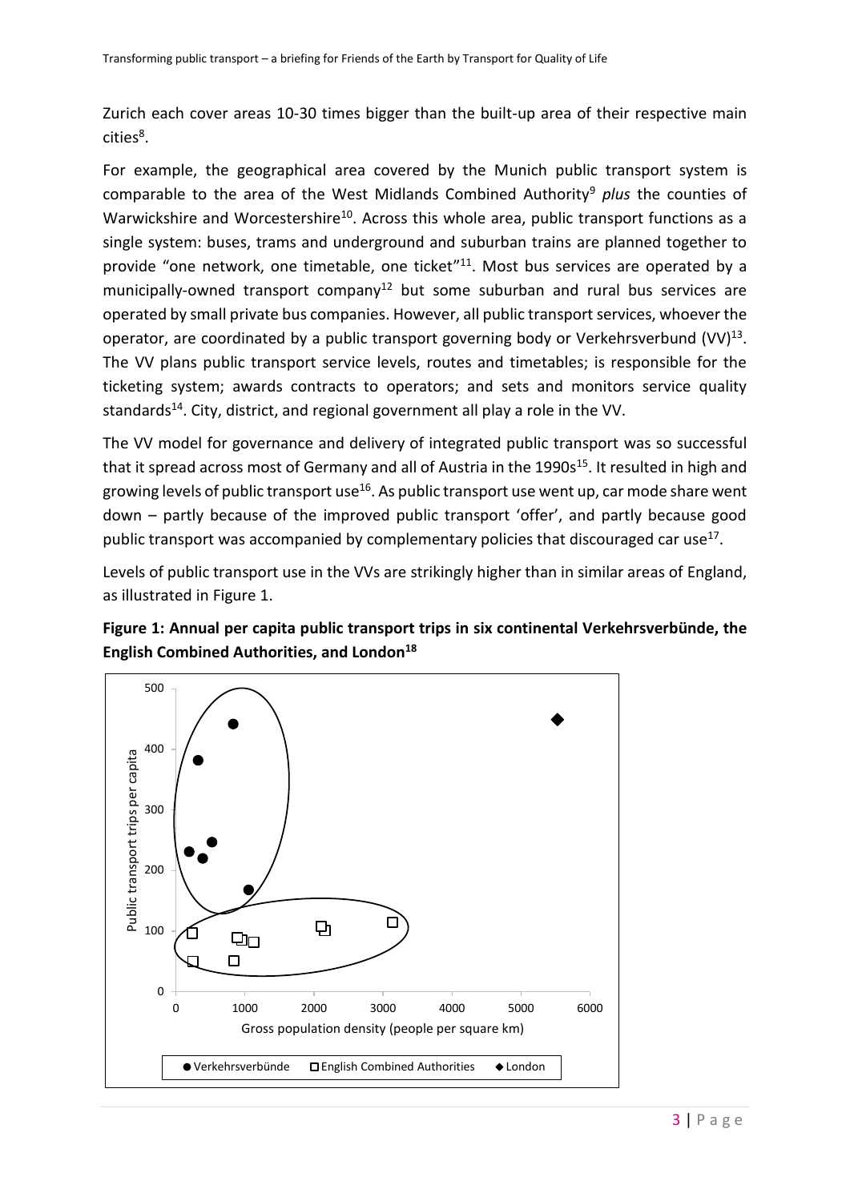Zurich each cover areas 10-30 times bigger than the built-up area of their respective main cities[8].

For example, the geographical area covered by the Munich public transport system is comparable to the area of the West Midlands Combined Authority[9] *plus* the counties of Warwickshire and Worcestershire[10]. Across this whole area, public transport functions as a single system: buses, trams and underground and suburban trains are planned together to provide "one network, one timetable, one ticket"[11]. Most bus services are operated by a municipally-owned transport company[12] but some suburban and rural bus services are operated by small private bus companies. However, all public transport services, whoever the operator, are coordinated by a public transport governing body or Verkehrsverbund (VV)[13]. The VV plans public transport service levels, routes and timetables; is responsible for the ticketing system; awards contracts to operators; and sets and monitors service quality standards[14]. City, district, and regional government all play a role in the VV.

The VV model for governance and delivery of integrated public transport was so successful that it spread across most of Germany and all of Austria in the 1990s[15]. It resulted in high and growing levels of public transport use[16]. As public transport use went up, car mode share went down – partly because of the improved public transport 'offer', and partly because good public transport was accompanied by complementary policies that discouraged car use[17].

Levels of public transport use in the VVs are strikingly higher than in similar areas of England, as illustrated in Figure 1.

**Figure 1: Annual per capita public transport trips in six continental Verkehrsverbünde, the English Combined Authorities, and London[18]**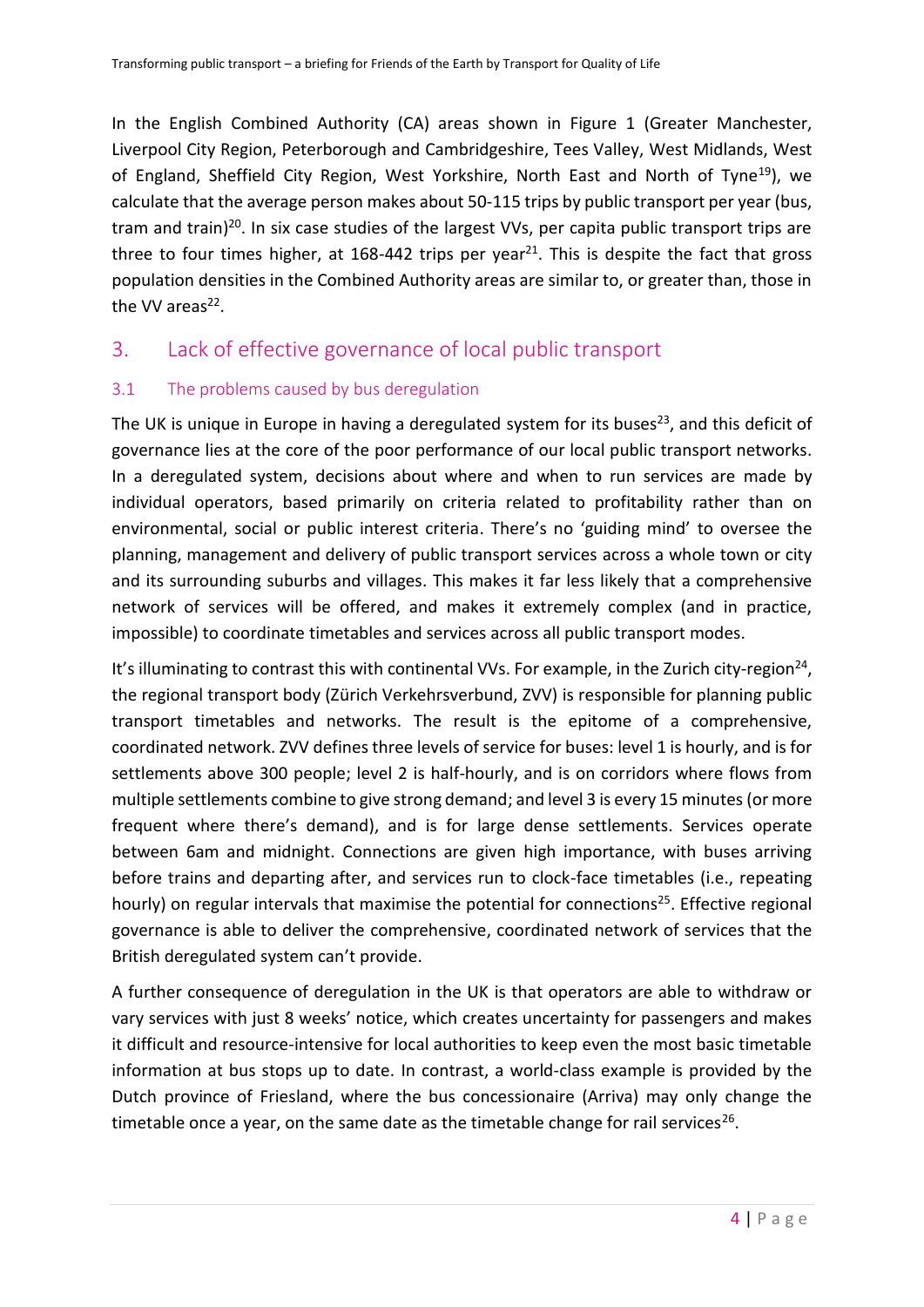In the English Combined Authority (CA) areas shown in Figure 1 (Greater Manchester, Liverpool City Region, Peterborough and Cambridgeshire, Tees Valley, West Midlands, West of England, Sheffield City Region, West Yorkshire, North East and North of Tyne[19]), we calculate that the average person makes about 50-115 trips by public transport per year (bus, tram and train)[20]. In six case studies of the largest VVs, per capita public transport trips are three to four times higher, at 168-442 trips per year[21]. This is despite the fact that gross population densities in the Combined Authority areas are similar to, or greater than, those in the VV areas[22].

## 3. Lack of effective governance of local public transport

### 3.1 The problems caused by bus deregulation

The UK is unique in Europe in having a deregulated system for its buses[23], and this deficit of governance lies at the core of the poor performance of our local public transport networks. In a deregulated system, decisions about where and when to run services are made by individual operators, based primarily on criteria related to profitability rather than on environmental, social or public interest criteria. There's no 'guiding mind' to oversee the planning, management and delivery of public transport services across a whole town or city and its surrounding suburbs and villages. This makes it far less likely that a comprehensive network of services will be offered, and makes it extremely complex (and in practice, impossible) to coordinate timetables and services across all public transport modes.

It's illuminating to contrast this with continental VVs. For example, in the Zurich city-region[24], the regional transport body (Zürich Verkehrsverbund, ZVV) is responsible for planning public transport timetables and networks. The result is the epitome of a comprehensive, coordinated network. ZVV defines three levels of service for buses: level 1 is hourly, and is for settlements above 300 people; level 2 is half-hourly, and is on corridors where flows from multiple settlements combine to give strong demand; and level 3 is every 15 minutes (or more frequent where there's demand), and is for large dense settlements. Services operate between 6am and midnight. Connections are given high importance, with buses arriving before trains and departing after, and services run to clock-face timetables (i.e., repeating hourly) on regular intervals that maximise the potential for connections[25]. Effective regional governance is able to deliver the comprehensive, coordinated network of services that the British deregulated system can't provide.

A further consequence of deregulation in the UK is that operators are able to withdraw or vary services with just 8 weeks' notice, which creates uncertainty for passengers and makes it difficult and resource-intensive for local authorities to keep even the most basic timetable information at bus stops up to date. In contrast, a world-class example is provided by the Dutch province of Friesland, where the bus concessionaire (Arriva) may only change the timetable once a year, on the same date as the timetable change for rail services[26].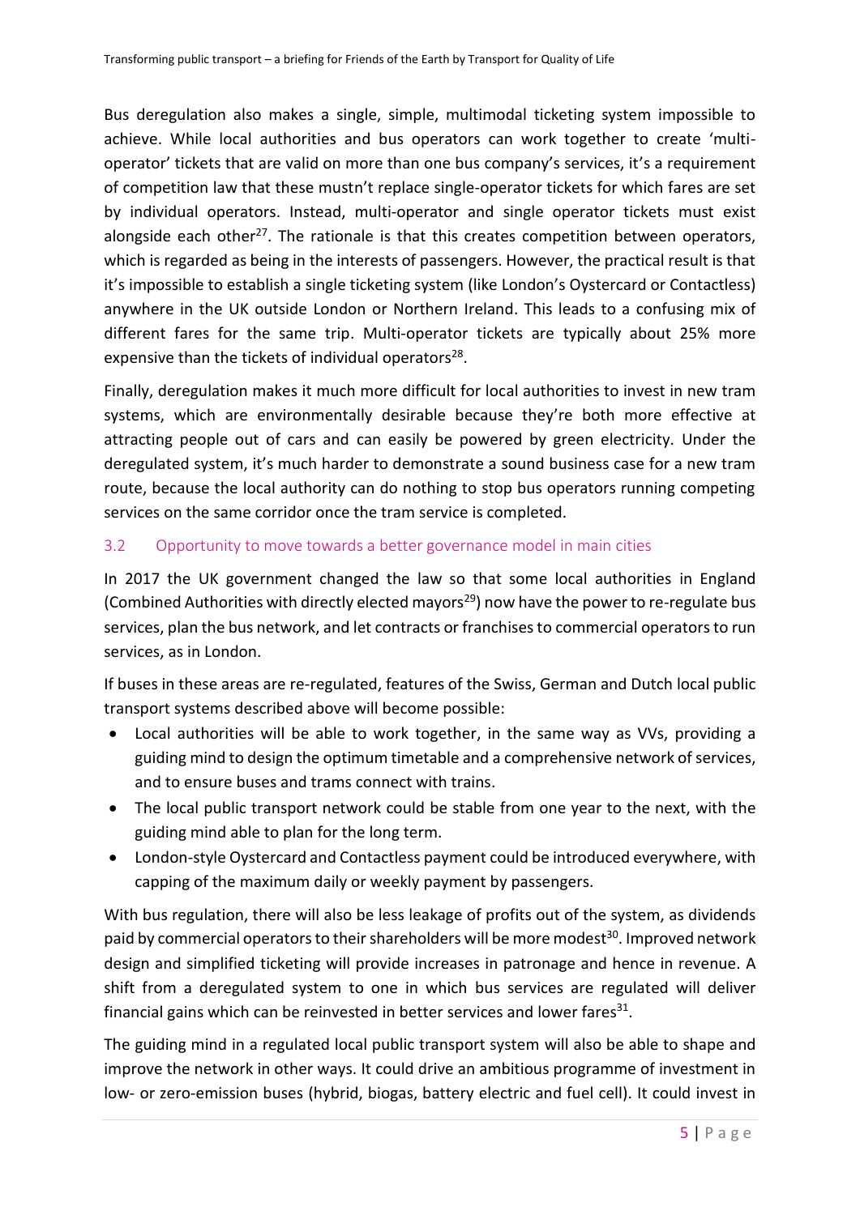Bus deregulation also makes a single, simple, multimodal ticketing system impossible to achieve. While local authorities and bus operators can work together to create 'multi-operator' tickets that are valid on more than one bus company's services, it's a requirement of competition law that these mustn't replace single-operator tickets for which fares are set by individual operators. Instead, multi-operator and single operator tickets must exist alongside each other[27]. The rationale is that this creates competition between operators, which is regarded as being in the interests of passengers. However, the practical result is that it's impossible to establish a single ticketing system (like London's Oystercard or Contactless) anywhere in the UK outside London or Northern Ireland. This leads to a confusing mix of different fares for the same trip. Multi-operator tickets are typically about 25% more expensive than the tickets of individual operators[28].

Finally, deregulation makes it much more difficult for local authorities to invest in new tram systems, which are environmentally desirable because they're both more effective at attracting people out of cars and can easily be powered by green electricity. Under the deregulated system, it's much harder to demonstrate a sound business case for a new tram route, because the local authority can do nothing to stop bus operators running competing services on the same corridor once the tram service is completed.

## 3.2 Opportunity to move towards a better governance model in main cities

In 2017 the UK government changed the law so that some local authorities in England (Combined Authorities with directly elected mayors[29]) now have the power to re-regulate bus services, plan the bus network, and let contracts or franchises to commercial operators to run services, as in London.

If buses in these areas are re-regulated, features of the Swiss, German and Dutch local public transport systems described above will become possible:

- Local authorities will be able to work together, in the same way as VVs, providing a guiding mind to design the optimum timetable and a comprehensive network of services, and to ensure buses and trams connect with trains.
- The local public transport network could be stable from one year to the next, with the guiding mind able to plan for the long term.
- London-style Oystercard and Contactless payment could be introduced everywhere, with capping of the maximum daily or weekly payment by passengers.

With bus regulation, there will also be less leakage of profits out of the system, as dividends paid by commercial operators to their shareholders will be more modest[30]. Improved network design and simplified ticketing will provide increases in patronage and hence in revenue. A shift from a deregulated system to one in which bus services are regulated will deliver financial gains which can be reinvested in better services and lower fares[31].

The guiding mind in a regulated local public transport system will also be able to shape and improve the network in other ways. It could drive an ambitious programme of investment in low- or zero-emission buses (hybrid, biogas, battery electric and fuel cell). It could invest in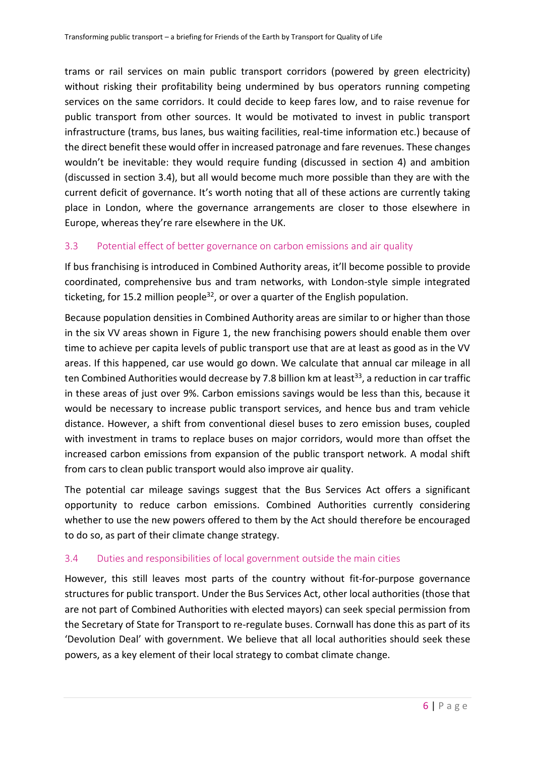trams or rail services on main public transport corridors (powered by green electricity) without risking their profitability being undermined by bus operators running competing services on the same corridors. It could decide to keep fares low, and to raise revenue for public transport from other sources. It would be motivated to invest in public transport infrastructure (trams, bus lanes, bus waiting facilities, real-time information etc.) because of the direct benefit these would offer in increased patronage and fare revenues. These changes wouldn't be inevitable: they would require funding (discussed in section 4) and ambition (discussed in section 3.4), but all would become much more possible than they are with the current deficit of governance. It's worth noting that all of these actions are currently taking place in London, where the governance arrangements are closer to those elsewhere in Europe, whereas they're rare elsewhere in the UK.

## 3.3 Potential effect of better governance on carbon emissions and air quality

If bus franchising is introduced in Combined Authority areas, it'll become possible to provide coordinated, comprehensive bus and tram networks, with London-style simple integrated ticketing, for 15.2 million people[32], or over a quarter of the English population.

Because population densities in Combined Authority areas are similar to or higher than those in the six VV areas shown in Figure 1, the new franchising powers should enable them over time to achieve per capita levels of public transport use that are at least as good as in the VV areas. If this happened, car use would go down. We calculate that annual car mileage in all ten Combined Authorities would decrease by 7.8 billion km at least[33], a reduction in car traffic in these areas of just over 9%. Carbon emissions savings would be less than this, because it would be necessary to increase public transport services, and hence bus and tram vehicle distance. However, a shift from conventional diesel buses to zero emission buses, coupled with investment in trams to replace buses on major corridors, would more than offset the increased carbon emissions from expansion of the public transport network. A modal shift from cars to clean public transport would also improve air quality.

The potential car mileage savings suggest that the Bus Services Act offers a significant opportunity to reduce carbon emissions. Combined Authorities currently considering whether to use the new powers offered to them by the Act should therefore be encouraged to do so, as part of their climate change strategy.

## 3.4 Duties and responsibilities of local government outside the main cities

However, this still leaves most parts of the country without fit-for-purpose governance structures for public transport. Under the Bus Services Act, other local authorities (those that are not part of Combined Authorities with elected mayors) can seek special permission from the Secretary of State for Transport to re-regulate buses. Cornwall has done this as part of its 'Devolution Deal' with government. We believe that all local authorities should seek these powers, as a key element of their local strategy to combat climate change.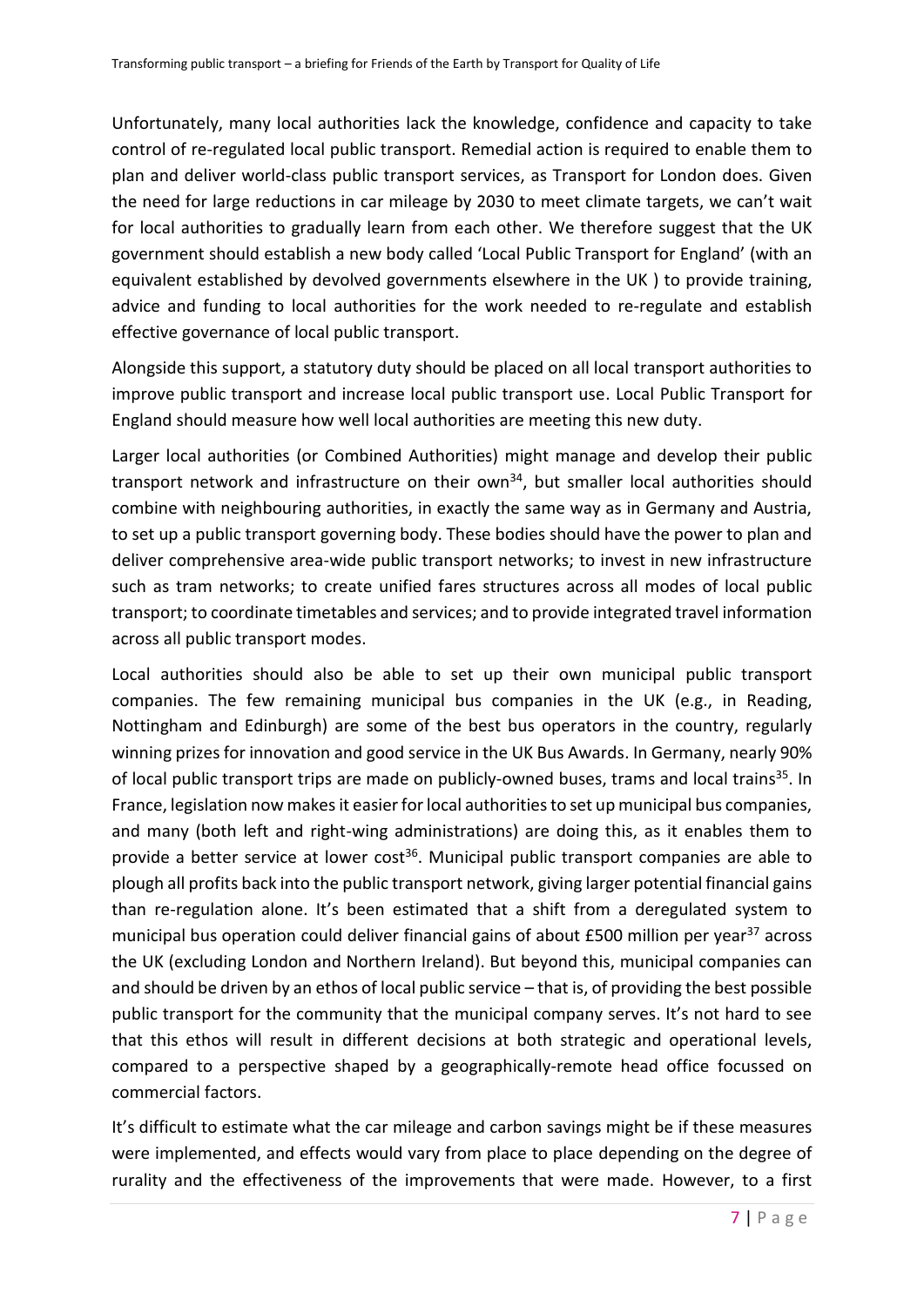Unfortunately, many local authorities lack the knowledge, confidence and capacity to take control of re-regulated local public transport. Remedial action is required to enable them to plan and deliver world-class public transport services, as Transport for London does. Given the need for large reductions in car mileage by 2030 to meet climate targets, we can't wait for local authorities to gradually learn from each other. We therefore suggest that the UK government should establish a new body called 'Local Public Transport for England' (with an equivalent established by devolved governments elsewhere in the UK ) to provide training, advice and funding to local authorities for the work needed to re-regulate and establish effective governance of local public transport.

Alongside this support, a statutory duty should be placed on all local transport authorities to improve public transport and increase local public transport use. Local Public Transport for England should measure how well local authorities are meeting this new duty.

Larger local authorities (or Combined Authorities) might manage and develop their public transport network and infrastructure on their own[34], but smaller local authorities should combine with neighbouring authorities, in exactly the same way as in Germany and Austria, to set up a public transport governing body. These bodies should have the power to plan and deliver comprehensive area-wide public transport networks; to invest in new infrastructure such as tram networks; to create unified fares structures across all modes of local public transport; to coordinate timetables and services; and to provide integrated travel information across all public transport modes.

Local authorities should also be able to set up their own municipal public transport companies. The few remaining municipal bus companies in the UK (e.g., in Reading, Nottingham and Edinburgh) are some of the best bus operators in the country, regularly winning prizes for innovation and good service in the UK Bus Awards. In Germany, nearly 90% of local public transport trips are made on publicly-owned buses, trams and local trains[35]. In France, legislation now makes it easier for local authorities to set up municipal bus companies, and many (both left and right-wing administrations) are doing this, as it enables them to provide a better service at lower cost[36]. Municipal public transport companies are able to plough all profits back into the public transport network, giving larger potential financial gains than re-regulation alone. It's been estimated that a shift from a deregulated system to municipal bus operation could deliver financial gains of about £500 million per year[37] across the UK (excluding London and Northern Ireland). But beyond this, municipal companies can and should be driven by an ethos of local public service – that is, of providing the best possible public transport for the community that the municipal company serves. It's not hard to see that this ethos will result in different decisions at both strategic and operational levels, compared to a perspective shaped by a geographically-remote head office focussed on commercial factors.

It's difficult to estimate what the car mileage and carbon savings might be if these measures were implemented, and effects would vary from place to place depending on the degree of rurality and the effectiveness of the improvements that were made. However, to a first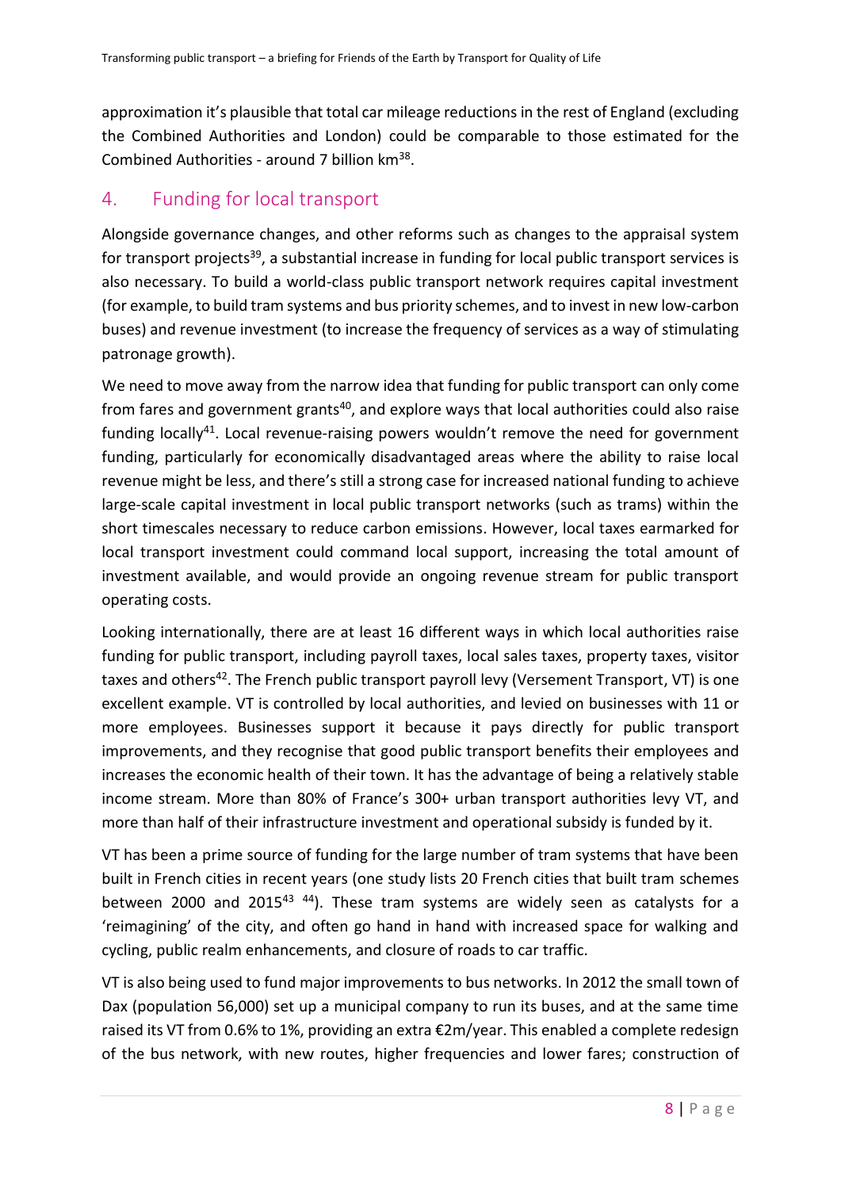approximation it's plausible that total car mileage reductions in the rest of England (excluding the Combined Authorities and London) could be comparable to those estimated for the Combined Authorities - around 7 billion km[38].

## 4. Funding for local transport

Alongside governance changes, and other reforms such as changes to the appraisal system for transport projects[39], a substantial increase in funding for local public transport services is also necessary. To build a world-class public transport network requires capital investment (for example, to build tram systems and bus priority schemes, and to invest in new low-carbon buses) and revenue investment (to increase the frequency of services as a way of stimulating patronage growth).

We need to move away from the narrow idea that funding for public transport can only come from fares and government grants[40], and explore ways that local authorities could also raise funding locally[41]. Local revenue-raising powers wouldn't remove the need for government funding, particularly for economically disadvantaged areas where the ability to raise local revenue might be less, and there's still a strong case for increased national funding to achieve large-scale capital investment in local public transport networks (such as trams) within the short timescales necessary to reduce carbon emissions. However, local taxes earmarked for local transport investment could command local support, increasing the total amount of investment available, and would provide an ongoing revenue stream for public transport operating costs.

Looking internationally, there are at least 16 different ways in which local authorities raise funding for public transport, including payroll taxes, local sales taxes, property taxes, visitor taxes and others[42]. The French public transport payroll levy (Versement Transport, VT) is one excellent example. VT is controlled by local authorities, and levied on businesses with 11 or more employees. Businesses support it because it pays directly for public transport improvements, and they recognise that good public transport benefits their employees and increases the economic health of their town. It has the advantage of being a relatively stable income stream. More than 80% of France's 300+ urban transport authorities levy VT, and more than half of their infrastructure investment and operational subsidy is funded by it.

VT has been a prime source of funding for the large number of tram systems that have been built in French cities in recent years (one study lists 20 French cities that built tram schemes between 2000 and 2015[43, 44]). These tram systems are widely seen as catalysts for a 'reimagining' of the city, and often go hand in hand with increased space for walking and cycling, public realm enhancements, and closure of roads to car traffic.

VT is also being used to fund major improvements to bus networks. In 2012 the small town of Dax (population 56,000) set up a municipal company to run its buses, and at the same time raised its VT from 0.6% to 1%, providing an extra €2m/year. This enabled a complete redesign of the bus network, with new routes, higher frequencies and lower fares; construction of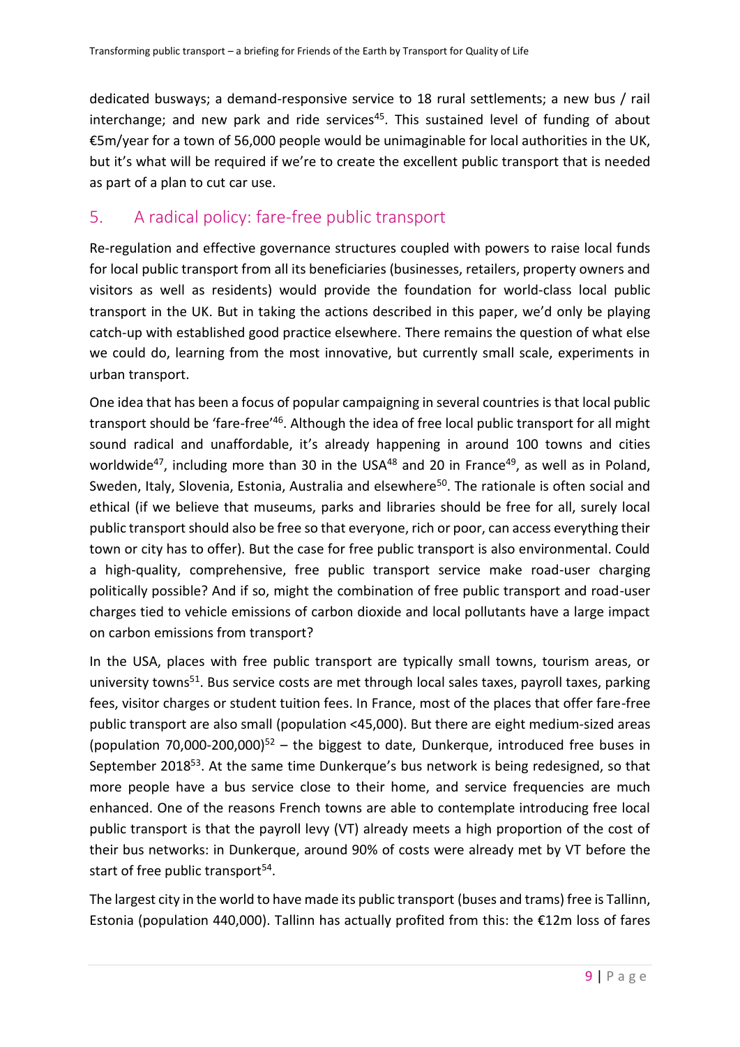dedicated busways; a demand-responsive service to 18 rural settlements; a new bus / rail interchange; and new park and ride services[45]. This sustained level of funding of about €5m/year for a town of 56,000 people would be unimaginable for local authorities in the UK, but it's what will be required if we're to create the excellent public transport that is needed as part of a plan to cut car use.

## 5. A radical policy: fare-free public transport

Re-regulation and effective governance structures coupled with powers to raise local funds for local public transport from all its beneficiaries (businesses, retailers, property owners and visitors as well as residents) would provide the foundation for world-class local public transport in the UK. But in taking the actions described in this paper, we'd only be playing catch-up with established good practice elsewhere. There remains the question of what else we could do, learning from the most innovative, but currently small scale, experiments in urban transport.

One idea that has been a focus of popular campaigning in several countries is that local public transport should be 'fare-free'[46]. Although the idea of free local public transport for all might sound radical and unaffordable, it's already happening in around 100 towns and cities worldwide[47], including more than 30 in the USA[48] and 20 in France[49], as well as in Poland, Sweden, Italy, Slovenia, Estonia, Australia and elsewhere[50]. The rationale is often social and ethical (if we believe that museums, parks and libraries should be free for all, surely local public transport should also be free so that everyone, rich or poor, can access everything their town or city has to offer). But the case for free public transport is also environmental. Could a high-quality, comprehensive, free public transport service make road-user charging politically possible? And if so, might the combination of free public transport and road-user charges tied to vehicle emissions of carbon dioxide and local pollutants have a large impact on carbon emissions from transport?

In the USA, places with free public transport are typically small towns, tourism areas, or university towns[51]. Bus service costs are met through local sales taxes, payroll taxes, parking fees, visitor charges or student tuition fees. In France, most of the places that offer fare-free public transport are also small (population <45,000). But there are eight medium-sized areas (population 70,000-200,000)[52] – the biggest to date, Dunkerque, introduced free buses in September 2018[53]. At the same time Dunkerque's bus network is being redesigned, so that more people have a bus service close to their home, and service frequencies are much enhanced. One of the reasons French towns are able to contemplate introducing free local public transport is that the payroll levy (VT) already meets a high proportion of the cost of their bus networks: in Dunkerque, around 90% of costs were already met by VT before the start of free public transport[54].

The largest city in the world to have made its public transport (buses and trams) free is Tallinn, Estonia (population 440,000). Tallinn has actually profited from this: the €12m loss of fares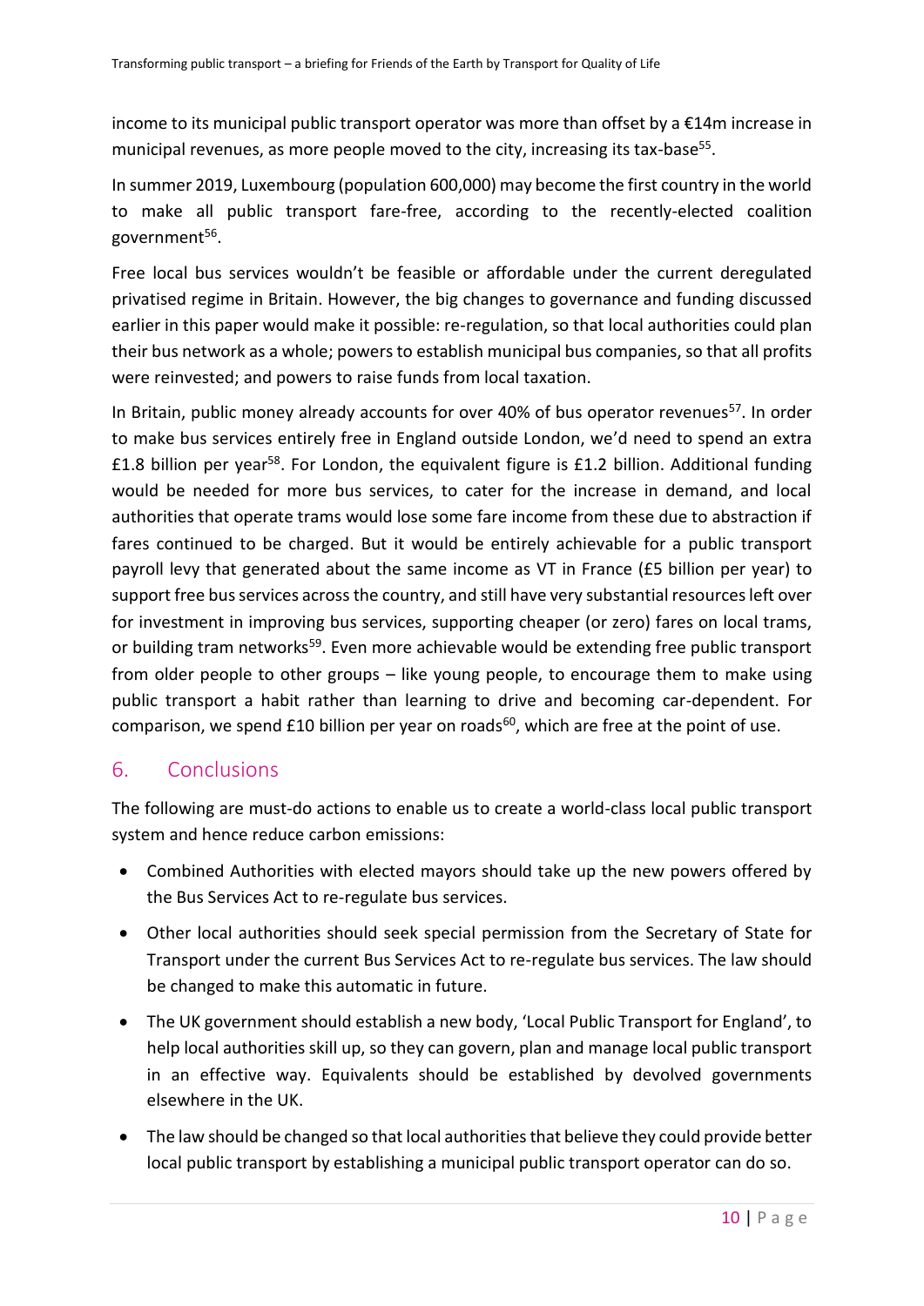income to its municipal public transport operator was more than offset by a €14m increase in municipal revenues, as more people moved to the city, increasing its tax-base[55].

In summer 2019, Luxembourg (population 600,000) may become the first country in the world to make all public transport fare-free, according to the recently-elected coalition government[56].

Free local bus services wouldn't be feasible or affordable under the current deregulated privatised regime in Britain. However, the big changes to governance and funding discussed earlier in this paper would make it possible: re-regulation, so that local authorities could plan their bus network as a whole; powers to establish municipal bus companies, so that all profits were reinvested; and powers to raise funds from local taxation.

In Britain, public money already accounts for over 40% of bus operator revenues[57]. In order to make bus services entirely free in England outside London, we'd need to spend an extra £1.8 billion per year[58]. For London, the equivalent figure is £1.2 billion. Additional funding would be needed for more bus services, to cater for the increase in demand, and local authorities that operate trams would lose some fare income from these due to abstraction if fares continued to be charged. But it would be entirely achievable for a public transport payroll levy that generated about the same income as VT in France (£5 billion per year) to support free bus services across the country, and still have very substantial resources left over for investment in improving bus services, supporting cheaper (or zero) fares on local trams, or building tram networks[59]. Even more achievable would be extending free public transport from older people to other groups – like young people, to encourage them to make using public transport a habit rather than learning to drive and becoming car-dependent. For comparison, we spend £10 billion per year on roads[60], which are free at the point of use.

## 6. Conclusions

The following are must-do actions to enable us to create a world-class local public transport system and hence reduce carbon emissions:

- Combined Authorities with elected mayors should take up the new powers offered by the Bus Services Act to re-regulate bus services.
- Other local authorities should seek special permission from the Secretary of State for Transport under the current Bus Services Act to re-regulate bus services. The law should be changed to make this automatic in future.
- The UK government should establish a new body, 'Local Public Transport for England', to help local authorities skill up, so they can govern, plan and manage local public transport in an effective way. Equivalents should be established by devolved governments elsewhere in the UK.
- The law should be changed so that local authorities that believe they could provide better local public transport by establishing a municipal public transport operator can do so.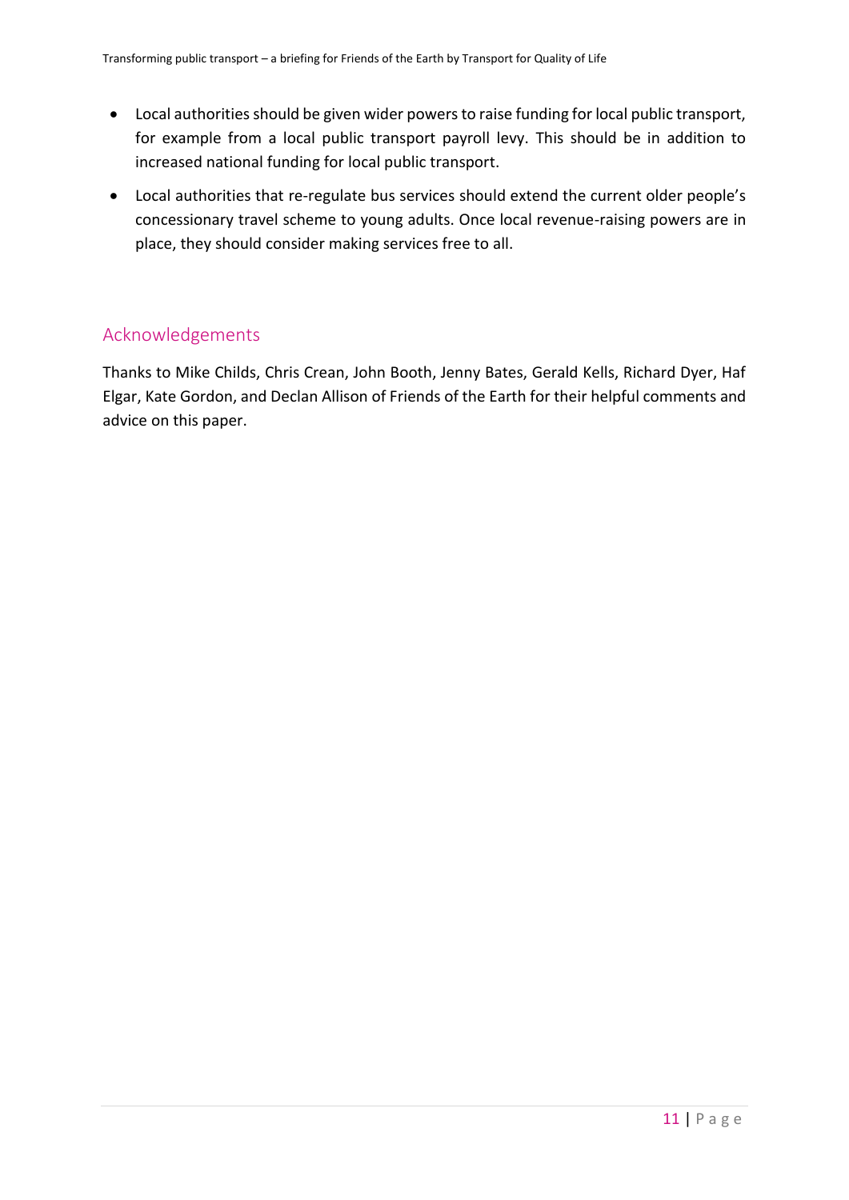- Local authorities should be given wider powers to raise funding for local public transport, for example from a local public transport payroll levy. This should be in addition to increased national funding for local public transport.
- Local authorities that re-regulate bus services should extend the current older people's concessionary travel scheme to young adults. Once local revenue-raising powers are in place, they should consider making services free to all.

## Acknowledgements

Thanks to Mike Childs, Chris Crean, John Booth, Jenny Bates, Gerald Kells, Richard Dyer, Haf Elgar, Kate Gordon, and Declan Allison of Friends of the Earth for their helpful comments and advice on this paper.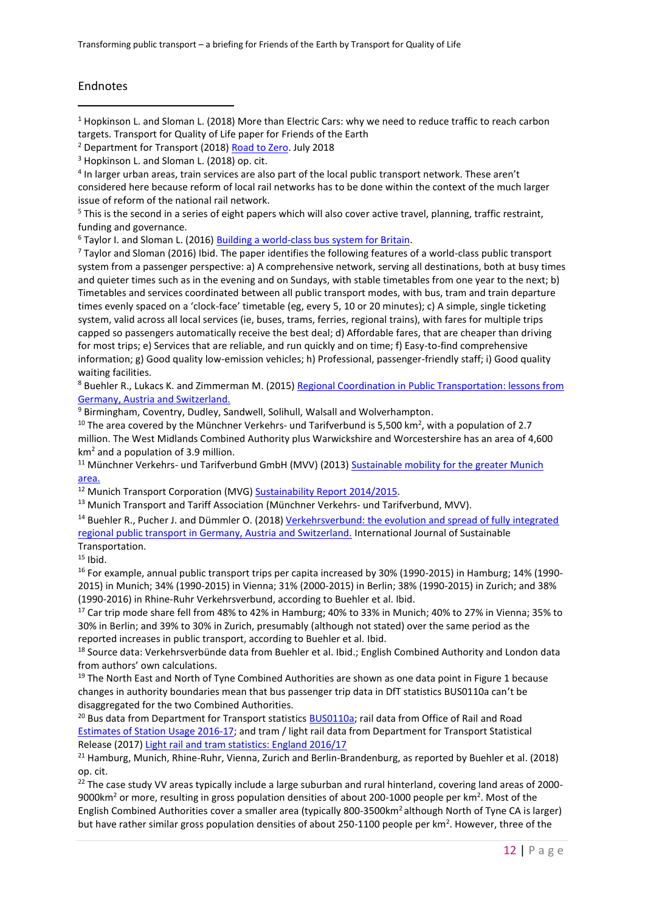## Endnotes

[1] Hopkinson L. and Sloman L. (2018) More than Electric Cars: why we need to reduce traffic to reach carbon targets. Transport for Quality of Life paper for Friends of the Earth

[2] Department for Transport (2018) Road to Zero. July 2018

[3] Hopkinson L. and Sloman L. (2018) op. cit.

[4] In larger urban areas, train services are also part of the local public transport network. These aren't considered here because reform of local rail networks has to be done within the context of the much larger issue of reform of the national rail network.

[5] This is the second in a series of eight papers which will also cover active travel, planning, traffic restraint, funding and governance.

[6] Taylor I. and Sloman L. (2016) Building a world-class bus system for Britain.

[7] Taylor and Sloman (2016) Ibid. The paper identifies the following features of a world-class public transport system from a passenger perspective: a) A comprehensive network, serving all destinations, both at busy times and quieter times such as in the evening and on Sundays, with stable timetables from one year to the next; b) Timetables and services coordinated between all public transport modes, with bus, tram and train departure times evenly spaced on a 'clock-face' timetable (eg, every 5, 10 or 20 minutes); c) A simple, single ticketing system, valid across all local services (ie, buses, trams, ferries, regional trains), with fares for multiple trips capped so passengers automatically receive the best deal; d) Affordable fares, that are cheaper than driving for most trips; e) Services that are reliable, and run quickly and on time; f) Easy-to-find comprehensive information; g) Good quality low-emission vehicles; h) Professional, passenger-friendly staff; i) Good quality waiting facilities.

[8] Buehler R., Lukacs K. and Zimmerman M. (2015) Regional Coordination in Public Transportation: lessons from Germany, Austria and Switzerland.

[9] Birmingham, Coventry, Dudley, Sandwell, Solihull, Walsall and Wolverhampton.

[10] The area covered by the Münchner Verkehrs- und Tarifverbund is 5,500 km$^2$, with a population of 2.7 million. The West Midlands Combined Authority plus Warwickshire and Worcestershire has an area of 4,600 km$^2$ and a population of 3.9 million.

[11] Münchner Verkehrs- und Tarifverbund GmbH (MVV) (2013) Sustainable mobility for the greater Munich area.

[12] Munich Transport Corporation (MVG) Sustainability Report 2014/2015.

[13] Munich Transport and Tariff Association (Münchner Verkehrs- und Tarifverbund, MVV).

[14] Buehler R., Pucher J. and Dümmler O. (2018) Verkehrsverbund: the evolution and spread of fully integrated regional public transport in Germany, Austria and Switzerland. International Journal of Sustainable Transportation.

[15] Ibid.

[16] For example, annual public transport trips per capita increased by 30% (1990-2015) in Hamburg; 14% (1990-2015) in Munich; 34% (1990-2015) in Vienna; 31% (2000-2015) in Berlin; 38% (1990-2015) in Zurich; and 38% (1990-2016) in Rhine-Ruhr Verkehrsverbund, according to Buehler et al. Ibid.

[17] Car trip mode share fell from 48% to 42% in Hamburg; 40% to 33% in Munich; 40% to 27% in Vienna; 35% to 30% in Berlin; and 39% to 30% in Zurich, presumably (although not stated) over the same period as the reported increases in public transport, according to Buehler et al. Ibid.

[18] Source data: Verkehrsverbünde data from Buehler et al. Ibid.; English Combined Authority and London data from authors' own calculations.

[19] The North East and North of Tyne Combined Authorities are shown as one data point in Figure 1 because changes in authority boundaries mean that bus passenger trip data in DfT statistics BUS0110a can't be disaggregated for the two Combined Authorities.

[20] Bus data from Department for Transport statistics BUS0110a; rail data from Office of Rail and Road Estimates of Station Usage 2016-17; and tram / light rail data from Department for Transport Statistical Release (2017) Light rail and tram statistics: England 2016/17

[21] Hamburg, Munich, Rhine-Ruhr, Vienna, Zurich and Berlin-Brandenburg, as reported by Buehler et al. (2018) op. cit.

[22] The case study VV areas typically include a large suburban and rural hinterland, covering land areas of 2000-9000km$^2$ or more, resulting in gross population densities of about 200-1000 people per km$^2$. Most of the English Combined Authorities cover a smaller area (typically 800-3500km$^2$ although North of Tyne CA is larger) but have rather similar gross population densities of about 250-1100 people per km$^2$. However, three of the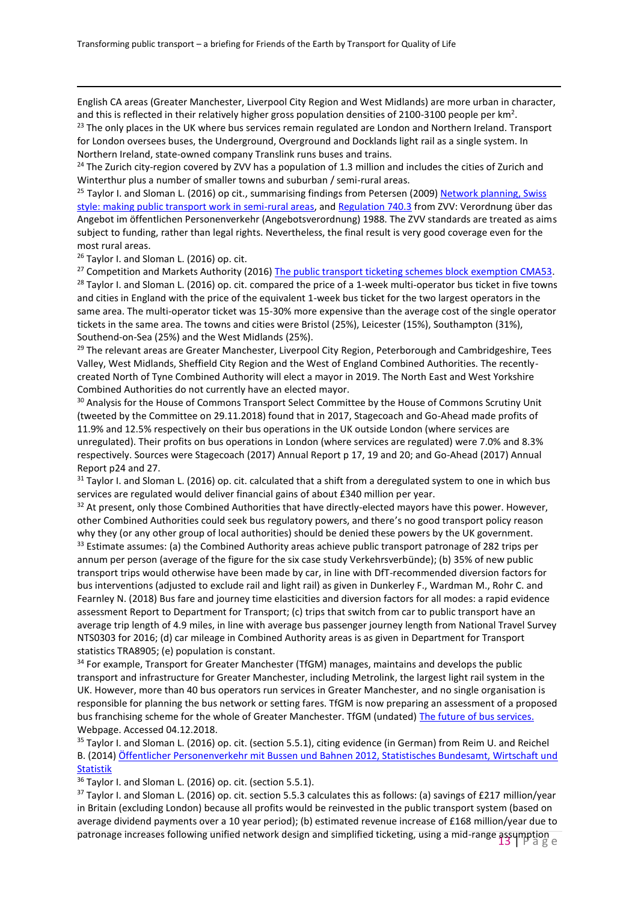English CA areas (Greater Manchester, Liverpool City Region and West Midlands) are more urban in character, and this is reflected in their relatively higher gross population densities of 2100-3100 people per km$^2$.

[23] The only places in the UK where bus services remain regulated are London and Northern Ireland. Transport for London oversees buses, the Underground, Overground and Docklands light rail as a single system. In Northern Ireland, state-owned company Translink runs buses and trains.

[24] The Zurich city-region covered by ZVV has a population of 1.3 million and includes the cities of Zurich and Winterthur plus a number of smaller towns and suburban / semi-rural areas.

[25] Taylor I. and Sloman L. (2016) op cit., summarising findings from Petersen (2009) Network planning, Swiss style: making public transport work in semi-rural areas, and Regulation 740.3 from ZVV: Verordnung über das Angebot im öffentlichen Personenverkehr (Angebotsverordnung) 1988. The ZVV standards are treated as aims subject to funding, rather than legal rights. Nevertheless, the final result is very good coverage even for the most rural areas.

[26] Taylor I. and Sloman L. (2016) op. cit.

[27] Competition and Markets Authority (2016) The public transport ticketing schemes block exemption CMA53.

[28] Taylor I. and Sloman L. (2016) op. cit. compared the price of a 1-week multi-operator bus ticket in five towns and cities in England with the price of the equivalent 1-week bus ticket for the two largest operators in the same area. The multi-operator ticket was 15-30% more expensive than the average cost of the single operator tickets in the same area. The towns and cities were Bristol (25%), Leicester (15%), Southampton (31%), Southend-on-Sea (25%) and the West Midlands (25%).

[29] The relevant areas are Greater Manchester, Liverpool City Region, Peterborough and Cambridgeshire, Tees Valley, West Midlands, Sheffield City Region and the West of England Combined Authorities. The recently-created North of Tyne Combined Authority will elect a mayor in 2019. The North East and West Yorkshire Combined Authorities do not currently have an elected mayor.

[30] Analysis for the House of Commons Transport Select Committee by the House of Commons Scrutiny Unit (tweeted by the Committee on 29.11.2018) found that in 2017, Stagecoach and Go-Ahead made profits of 11.9% and 12.5% respectively on their bus operations in the UK outside London (where services are unregulated). Their profits on bus operations in London (where services are regulated) were 7.0% and 8.3% respectively. Sources were Stagecoach (2017) Annual Report p 17, 19 and 20; and Go-Ahead (2017) Annual Report p24 and 27.

[31] Taylor I. and Sloman L. (2016) op. cit. calculated that a shift from a deregulated system to one in which bus services are regulated would deliver financial gains of about £340 million per year.

[32] At present, only those Combined Authorities that have directly-elected mayors have this power. However, other Combined Authorities could seek bus regulatory powers, and there's no good transport policy reason why they (or any other group of local authorities) should be denied these powers by the UK government.

[33] Estimate assumes: (a) the Combined Authority areas achieve public transport patronage of 282 trips per annum per person (average of the figure for the six case study Verkehrsverbünde); (b) 35% of new public transport trips would otherwise have been made by car, in line with DfT-recommended diversion factors for bus interventions (adjusted to exclude rail and light rail) as given in Dunkerley F., Wardman M., Rohr C. and Fearnley N. (2018) Bus fare and journey time elasticities and diversion factors for all modes: a rapid evidence assessment Report to Department for Transport; (c) trips that switch from car to public transport have an average trip length of 4.9 miles, in line with average bus passenger journey length from National Travel Survey NTS0303 for 2016; (d) car mileage in Combined Authority areas is as given in Department for Transport statistics TRA8905; (e) population is constant.

[34] For example, Transport for Greater Manchester (TfGM) manages, maintains and develops the public transport and infrastructure for Greater Manchester, including Metrolink, the largest light rail system in the UK. However, more than 40 bus operators run services in Greater Manchester, and no single organisation is responsible for planning the bus network or setting fares. TfGM is now preparing an assessment of a proposed bus franchising scheme for the whole of Greater Manchester. TfGM (undated) The future of bus services. Webpage. Accessed 04.12.2018.

[35] Taylor I. and Sloman L. (2016) op. cit. (section 5.5.1), citing evidence (in German) from Reim U. and Reichel B. (2014) Öffentlicher Personenverkehr mit Bussen und Bahnen 2012, Statistisches Bundesamt, Wirtschaft und Statistik

[36] Taylor I. and Sloman L. (2016) op. cit. (section 5.5.1).

[37] Taylor I. and Sloman L. (2016) op. cit. section 5.5.3 calculates this as follows: (a) savings of £217 million/year in Britain (excluding London) because all profits would be reinvested in the public transport system (based on average dividend payments over a 10 year period); (b) estimated revenue increase of £168 million/year due to patronage increases following unified network design and simplified ticketing, using a mid-range assumption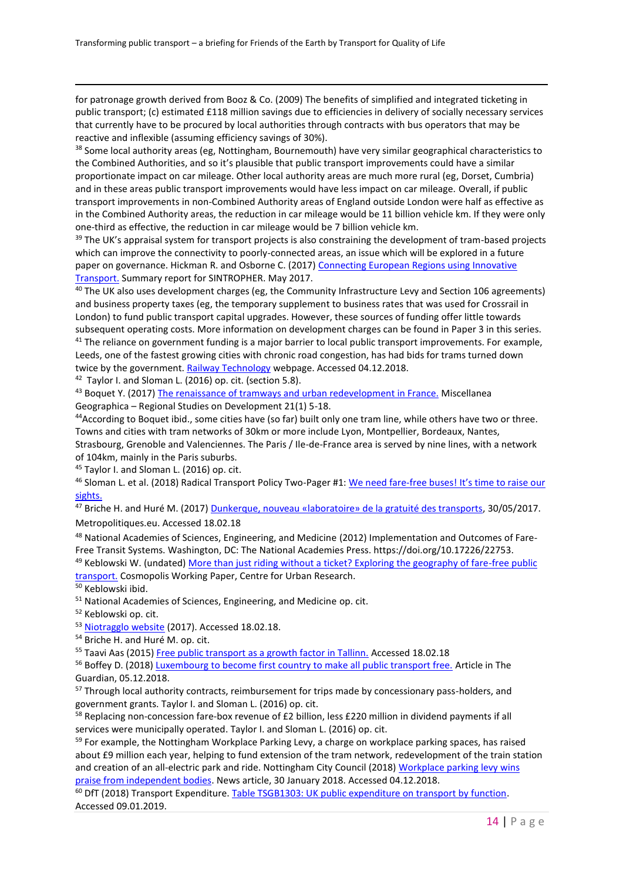for patronage growth derived from Booz & Co. (2009) The benefits of simplified and integrated ticketing in public transport; (c) estimated £118 million savings due to efficiencies in delivery of socially necessary services that currently have to be procured by local authorities through contracts with bus operators that may be reactive and inflexible (assuming efficiency savings of 30%).

[38] Some local authority areas (eg, Nottingham, Brighton, Bournemouth) have very similar geographical characteristics to the Combined Authorities, and so it's plausible that public transport improvements could have a similar proportionate impact on car mileage. Other local authority areas are much more rural (eg, Dorset, Cumbria) and in these areas public transport improvements would have less impact on car mileage. Overall, if public transport improvements in non-Combined Authority areas of England outside London were half as effective as in the Combined Authority areas, the reduction in car mileage would be 11 billion vehicle km. If they were only one-third as effective, the reduction in car mileage would be 7 billion vehicle km.

[39] The UK's appraisal system for transport projects is also constraining the development of tram-based projects which can improve the connectivity to poorly-connected areas, an issue which will be explored in a future paper on governance. Hickman R. and Osborne C. (2017) [Connecting European Regions using Innovative Transport.](#) Summary report for SINTROPHER. May 2017.

[40] The UK also uses development charges (eg, the Community Infrastructure Levy and Section 106 agreements) and business property taxes (eg, the temporary supplement to business rates that was used for Crossrail in London) to fund public transport capital upgrades. However, these sources of funding offer little towards subsequent operating costs. More information on development charges can be found in Paper 3 in this series.

[41] The reliance on government funding is a major barrier to local public transport improvements. For example, Leeds, one of the fastest growing cities with chronic road congestion, has had bids for trams turned down twice by the government. [Railway Technology](#) webpage. Accessed 04.12.2018.

[42] Taylor I. and Sloman L. (2016) op. cit. (section 5.8).

[43] Boquet Y. (2017) [The renaissance of tramways and urban redevelopment in France.](#) Miscellanea Geographica – Regional Studies on Development 21(1) 5-18.

[44] According to Boquet ibid., some cities have (so far) built only one tram line, while others have two or three. Towns and cities with tram networks of 30km or more include Lyon, Montpellier, Bordeaux, Nantes, Strasbourg, Grenoble and Valenciennes. The Paris / Ile-de-France area is served by nine lines, with a network of 104km, mainly in the Paris suburbs.

[45] Taylor I. and Sloman L. (2016) op. cit.

[46] Sloman L. et al. (2018) Radical Transport Policy Two-Pager #1: [We need fare-free buses! It's time to raise our sights.](#)

[47] Briche H. and Huré M. (2017) [Dunkerque, nouveau «laboratoire» de la gratuité des transports](#), 30/05/2017. Metropolitiques.eu. Accessed 18.02.18

[48] National Academies of Sciences, Engineering, and Medicine (2012) Implementation and Outcomes of Fare-Free Transit Systems. Washington, DC: The National Academies Press. https://doi.org/10.17226/22753.

[49] Keblowski W. (undated) [More than just riding without a ticket? Exploring the geography of fare-free public transport.](#) Cosmopolis Working Paper, Centre for Urban Research.

[50] Keblowski ibid.

[51] National Academies of Sciences, Engineering, and Medicine op. cit.

[52] Keblowski op. cit.

[53] [Niotraggio website](#) (2017). Accessed 18.02.18.

[54] Briche H. and Huré M. op. cit.

[55] Taavi Aas (2015) [Free public transport as a growth factor in Tallinn.](#) Accessed 18.02.18

[56] Boffey D. (2018) [Luxembourg to become first country to make all public transport free.](#) Article in The Guardian, 05.12.2018.

[57] Through local authority contracts, reimbursement for trips made by concessionary pass-holders, and government grants. Taylor I. and Sloman L. (2016) op. cit.

[58] Replacing non-concession fare-box revenue of £2 billion, less £220 million in dividend payments if all services were municipally operated. Taylor I. and Sloman L. (2016) op. cit.

[59] For example, the Nottingham Workplace Parking Levy, a charge on workplace parking spaces, has raised about £9 million each year, helping to fund extension of the tram network, redevelopment of the train station and creation of an all-electric park and ride. Nottingham City Council (2018) [Workplace parking levy wins praise from independent bodies](#). News article, 30 January 2018. Accessed 04.12.2018.

[60] DfT (2018) Transport Expenditure. [Table TSGB1303: UK public expenditure on transport by function](#). Accessed 09.01.2019.